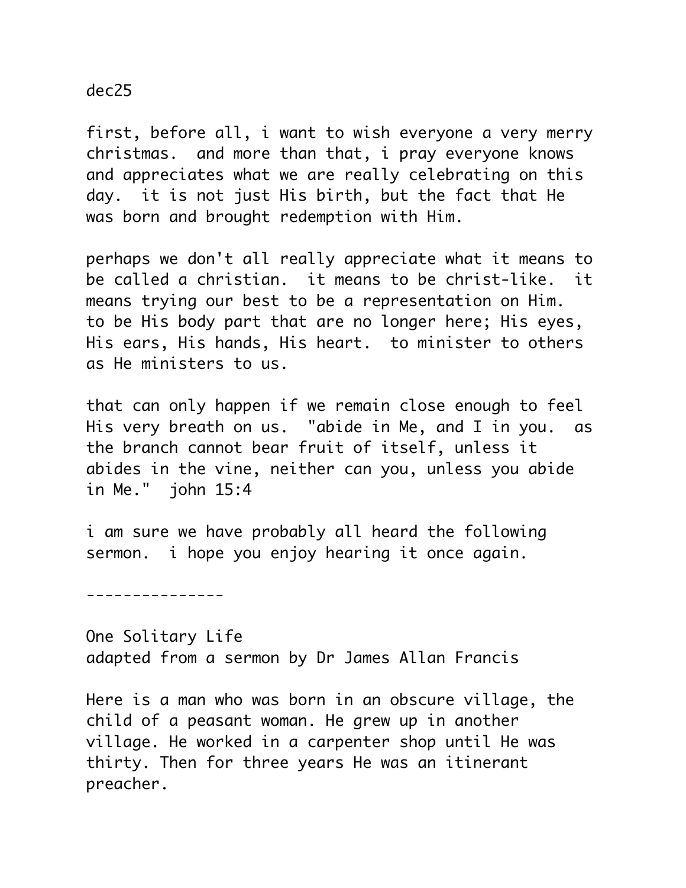dec25

first, before all, i want to wish everyone a very merry christmas.  and more than that, i pray everyone knows and appreciates what we are really celebrating on this day.  it is not just His birth, but the fact that He was born and brought redemption with Him.

perhaps we don't all really appreciate what it means to be called a christian.  it means to be christ-like.  it means trying our best to be a representation on Him. to be His body part that are no longer here; His eyes, His ears, His hands, His heart.  to minister to others as He ministers to us.

that can only happen if we remain close enough to feel His very breath on us.  "abide in Me, and I in you.  as the branch cannot bear fruit of itself, unless it abides in the vine, neither can you, unless you abide in Me."  john 15:4

i am sure we have probably all heard the following sermon.  i hope you enjoy hearing it once again.

---------------

One Solitary Life
adapted from a sermon by Dr James Allan Francis

Here is a man who was born in an obscure village, the child of a peasant woman. He grew up in another village. He worked in a carpenter shop until He was thirty. Then for three years He was an itinerant preacher.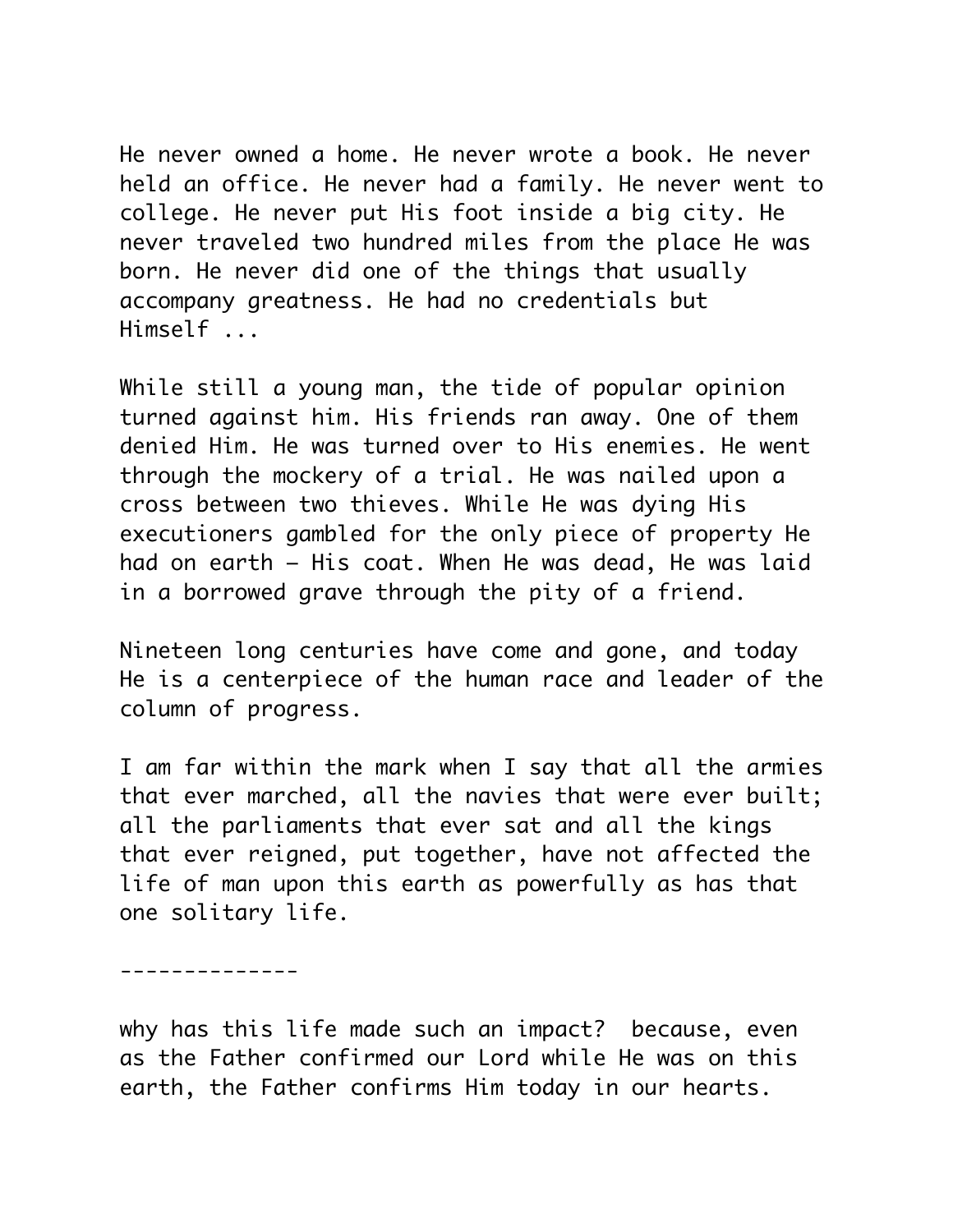He never owned a home. He never wrote a book. He never held an office. He never had a family. He never went to college. He never put His foot inside a big city. He never traveled two hundred miles from the place He was born. He never did one of the things that usually accompany greatness. He had no credentials but Himself ...

While still a young man, the tide of popular opinion turned against him. His friends ran away. One of them denied Him. He was turned over to His enemies. He went through the mockery of a trial. He was nailed upon a cross between two thieves. While He was dying His executioners gambled for the only piece of property He had on earth – His coat. When He was dead, He was laid in a borrowed grave through the pity of a friend.

Nineteen long centuries have come and gone, and today He is a centerpiece of the human race and leader of the column of progress.

I am far within the mark when I say that all the armies that ever marched, all the navies that were ever built; all the parliaments that ever sat and all the kings that ever reigned, put together, have not affected the life of man upon this earth as powerfully as has that one solitary life.

--------------

why has this life made such an impact? because, even as the Father confirmed our Lord while He was on this earth, the Father confirms Him today in our hearts.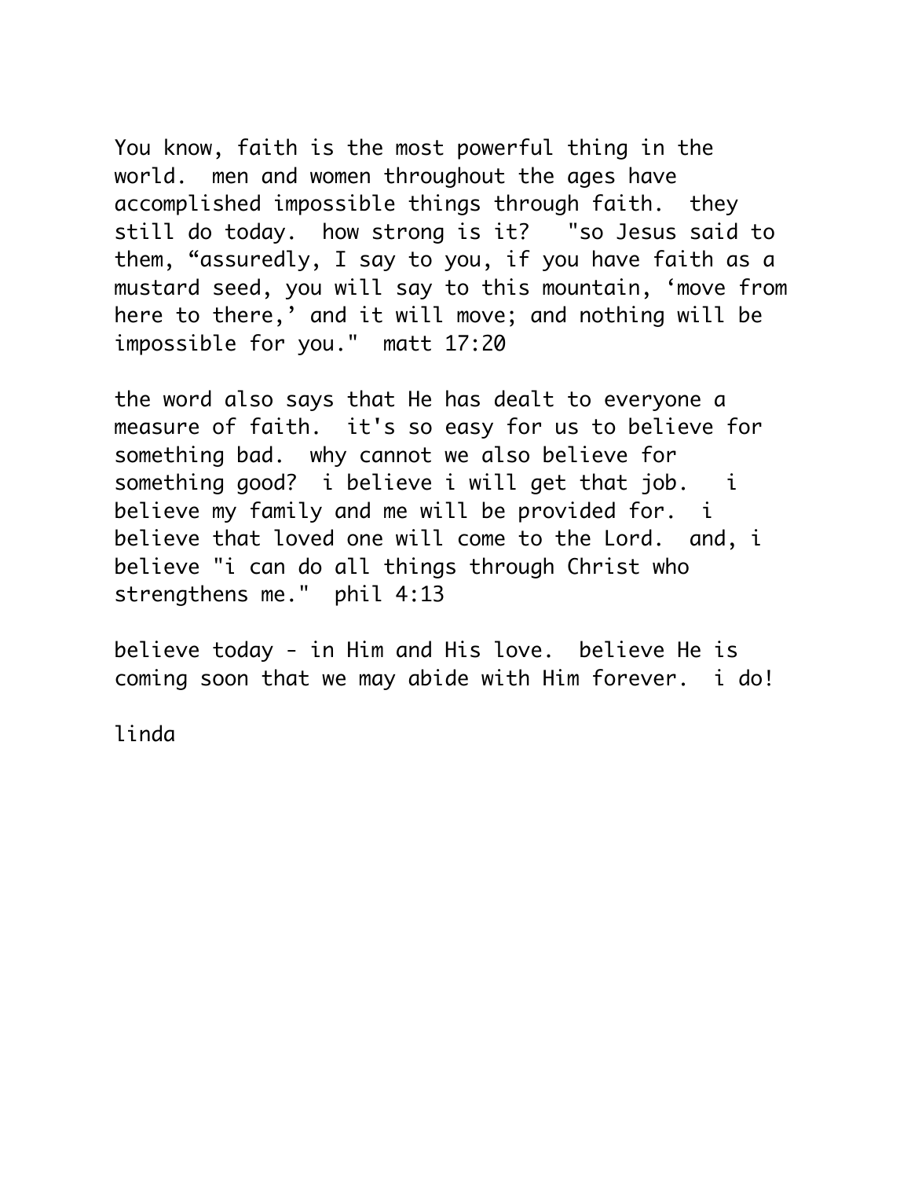You know, faith is the most powerful thing in the world.  men and women throughout the ages have accomplished impossible things through faith.  they still do today.  how strong is it?   "so Jesus said to them, “assuredly, I say to you, if you have faith as a mustard seed, you will say to this mountain, ‘move from here to there,’ and it will move; and nothing will be impossible for you."  matt 17:20

the word also says that He has dealt to everyone a measure of faith.  it's so easy for us to believe for something bad.  why cannot we also believe for something good?  i believe i will get that job.   i believe my family and me will be provided for.  i believe that loved one will come to the Lord.  and, i believe "i can do all things through Christ who strengthens me."  phil 4:13

believe today - in Him and His love.  believe He is coming soon that we may abide with Him forever.  i do!

linda